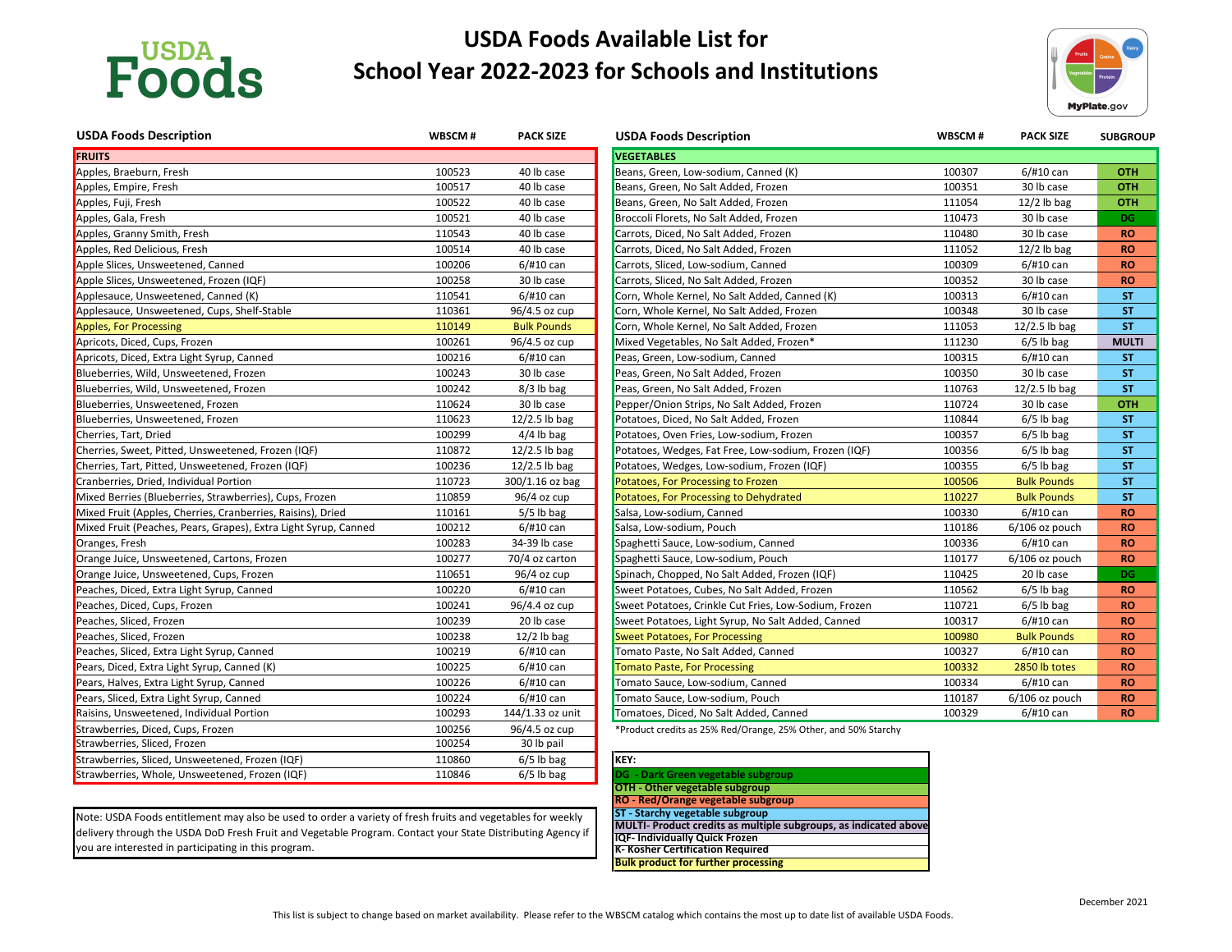# USDA Foods Available List for School Year 2022-2023 for Schools and Institutions

| USDA Foods Description | WBSCM # | PACK SIZE |
|---|---|---|
| **FRUITS** | | |
| Apples, Braeburn, Fresh | 100523 | 40 lb case |
| Apples, Empire, Fresh | 100517 | 40 lb case |
| Apples, Fuji, Fresh | 100522 | 40 lb case |
| Apples, Gala, Fresh | 100521 | 40 lb case |
| Apples, Granny Smith, Fresh | 110543 | 40 lb case |
| Apples, Red Delicious, Fresh | 100514 | 40 lb case |
| Apple Slices, Unsweetened, Canned | 100206 | 6/#10 can |
| Apple Slices, Unsweetened, Frozen (IQF) | 100258 | 30 lb case |
| Applesauce, Unsweetened, Canned (K) | 110541 | 6/#10 can |
| Applesauce, Unsweetened, Cups, Shelf-Stable | 110361 | 96/4.5 oz cup |
| Apples, For Processing | 110149 | Bulk Pounds |
| Apricots, Diced, Cups, Frozen | 100261 | 96/4.5 oz cup |
| Apricots, Diced, Extra Light Syrup, Canned | 100216 | 6/#10 can |
| Blueberries, Wild, Unsweetened, Frozen | 100243 | 30 lb case |
| Blueberries, Wild, Unsweetened, Frozen | 100242 | 8/3 lb bag |
| Blueberries, Unsweetened, Frozen | 110624 | 30 lb case |
| Blueberries, Unsweetened, Frozen | 110623 | 12/2.5 lb bag |
| Cherries, Tart, Dried | 100299 | 4/4 lb bag |
| Cherries, Sweet, Pitted, Unsweetened, Frozen (IQF) | 110872 | 12/2.5 lb bag |
| Cherries, Tart, Pitted, Unsweetened, Frozen (IQF) | 100236 | 12/2.5 lb bag |
| Cranberries, Dried, Individual Portion | 110723 | 300/1.16 oz bag |
| Mixed Berries (Blueberries, Strawberries), Cups, Frozen | 110859 | 96/4 oz cup |
| Mixed Fruit (Apples, Cherries, Cranberries, Raisins), Dried | 110161 | 5/5 lb bag |
| Mixed Fruit (Peaches, Pears, Grapes), Extra Light Syrup, Canned | 100212 | 6/#10 can |
| Oranges, Fresh | 100283 | 34-39 lb case |
| Orange Juice, Unsweetened, Cartons, Frozen | 100277 | 70/4 oz carton |
| Orange Juice, Unsweetened, Cups, Frozen | 110651 | 96/4 oz cup |
| Peaches, Diced, Extra Light Syrup, Canned | 100220 | 6/#10 can |
| Peaches, Diced, Cups, Frozen | 100241 | 96/4.4 oz cup |
| Peaches, Sliced, Frozen | 100239 | 20 lb case |
| Peaches, Sliced, Frozen | 100238 | 12/2 lb bag |
| Peaches, Sliced, Extra Light Syrup, Canned | 100219 | 6/#10 can |
| Pears, Diced, Extra Light Syrup, Canned (K) | 100225 | 6/#10 can |
| Pears, Halves, Extra Light Syrup, Canned | 100226 | 6/#10 can |
| Pears, Sliced, Extra Light Syrup, Canned | 100224 | 6/#10 can |
| Raisins, Unsweetened, Individual Portion | 100293 | 144/1.33 oz unit |
| Strawberries, Diced, Cups, Frozen | 100256 | 96/4.5 oz cup |
| Strawberries, Sliced, Frozen | 100254 | 30 lb pail |
| Strawberries, Sliced, Unsweetened, Frozen (IQF) | 110860 | 6/5 lb bag |
| Strawberries, Whole, Unsweetened, Frozen (IQF) | 110846 | 6/5 lb bag |

Note: USDA Foods entitlement may also be used to order a variety of fresh fruits and vegetables for weekly delivery through the USDA DoD Fresh Fruit and Vegetable Program. Contact your State Distributing Agency if you are interested in participating in this program.

| USDA Foods Description | WBSCM # | PACK SIZE | SUBGROUP |
|---|---|---|---|
| **VEGETABLES** | | | |
| Beans, Green, Low-sodium, Canned (K) | 100307 | 6/#10 can | OTH |
| Beans, Green, No Salt Added, Frozen | 100351 | 30 lb case | OTH |
| Beans, Green, No Salt Added, Frozen | 111054 | 12/2 lb bag | OTH |
| Broccoli Florets, No Salt Added, Frozen | 110473 | 30 lb case | DG |
| Carrots, Diced, No Salt Added, Frozen | 110480 | 30 lb case | RO |
| Carrots, Diced, No Salt Added, Frozen | 111052 | 12/2 lb bag | RO |
| Carrots, Sliced, Low-sodium, Canned | 100309 | 6/#10 can | RO |
| Carrots, Sliced, No Salt Added, Frozen | 100352 | 30 lb case | RO |
| Corn, Whole Kernel, No Salt Added, Canned (K) | 100313 | 6/#10 can | ST |
| Corn, Whole Kernel, No Salt Added, Frozen | 100348 | 30 lb case | ST |
| Corn, Whole Kernel, No Salt Added, Frozen | 111053 | 12/2.5 lb bag | ST |
| Mixed Vegetables, No Salt Added, Frozen* | 111230 | 6/5 lb bag | MULTI |
| Peas, Green, Low-sodium, Canned | 100315 | 6/#10 can | ST |
| Peas, Green, No Salt Added, Frozen | 100350 | 30 lb case | ST |
| Peas, Green, No Salt Added, Frozen | 110763 | 12/2.5 lb bag | ST |
| Pepper/Onion Strips, No Salt Added, Frozen | 110724 | 30 lb case | OTH |
| Potatoes, Diced, No Salt Added, Frozen | 110844 | 6/5 lb bag | ST |
| Potatoes, Oven Fries, Low-sodium, Frozen | 100357 | 6/5 lb bag | ST |
| Potatoes, Wedges, Fat Free, Low-sodium, Frozen (IQF) | 100356 | 6/5 lb bag | ST |
| Potatoes, Wedges, Low-sodium, Frozen (IQF) | 100355 | 6/5 lb bag | ST |
| Potatoes, For Processing to Frozen | 100506 | Bulk Pounds | ST |
| Potatoes, For Processing to Dehydrated | 110227 | Bulk Pounds | ST |
| Salsa, Low-sodium, Canned | 100330 | 6/#10 can | RO |
| Salsa, Low-sodium, Pouch | 110186 | 6/106 oz pouch | RO |
| Spaghetti Sauce, Low-sodium, Canned | 100336 | 6/#10 can | RO |
| Spaghetti Sauce, Low-sodium, Pouch | 110177 | 6/106 oz pouch | RO |
| Spinach, Chopped, No Salt Added, Frozen (IQF) | 110425 | 20 lb case | DG |
| Sweet Potatoes, Cubes, No Salt Added, Frozen | 110562 | 6/5 lb bag | RO |
| Sweet Potatoes, Crinkle Cut Fries, Low-Sodium, Frozen | 110721 | 6/5 lb bag | RO |
| Sweet Potatoes, Light Syrup, No Salt Added, Canned | 100317 | 6/#10 can | RO |
| Sweet Potatoes, For Processing | 100980 | Bulk Pounds | RO |
| Tomato Paste, No Salt Added, Canned | 100327 | 6/#10 can | RO |
| Tomato Paste, For Processing | 100332 | 2850 lb totes | RO |
| Tomato Sauce, Low-sodium, Canned | 100334 | 6/#10 can | RO |
| Tomato Sauce, Low-sodium, Pouch | 110187 | 6/106 oz pouch | RO |
| Tomatoes, Diced, No Salt Added, Canned | 100329 | 6/#10 can | RO |

*Product credits as 25% Red/Orange, 25% Other, and 50% Starchy

**KEY:**
- **DG - Dark Green vegetable subgroup**
- **OTH - Other vegetable subgroup**
- **RO - Red/Orange vegetable subgroup**
- **ST - Starchy vegetable subgroup**
- **MULTI- Product credits as multiple subgroups, as indicated above**
- **IQF- Individually Quick Frozen**
- **K- Kosher Certification Required**
- **Bulk product for further processing**

December 2021

This list is subject to change based on market availability. Please refer to the WBSCM catalog which contains the most up to date list of available USDA Foods.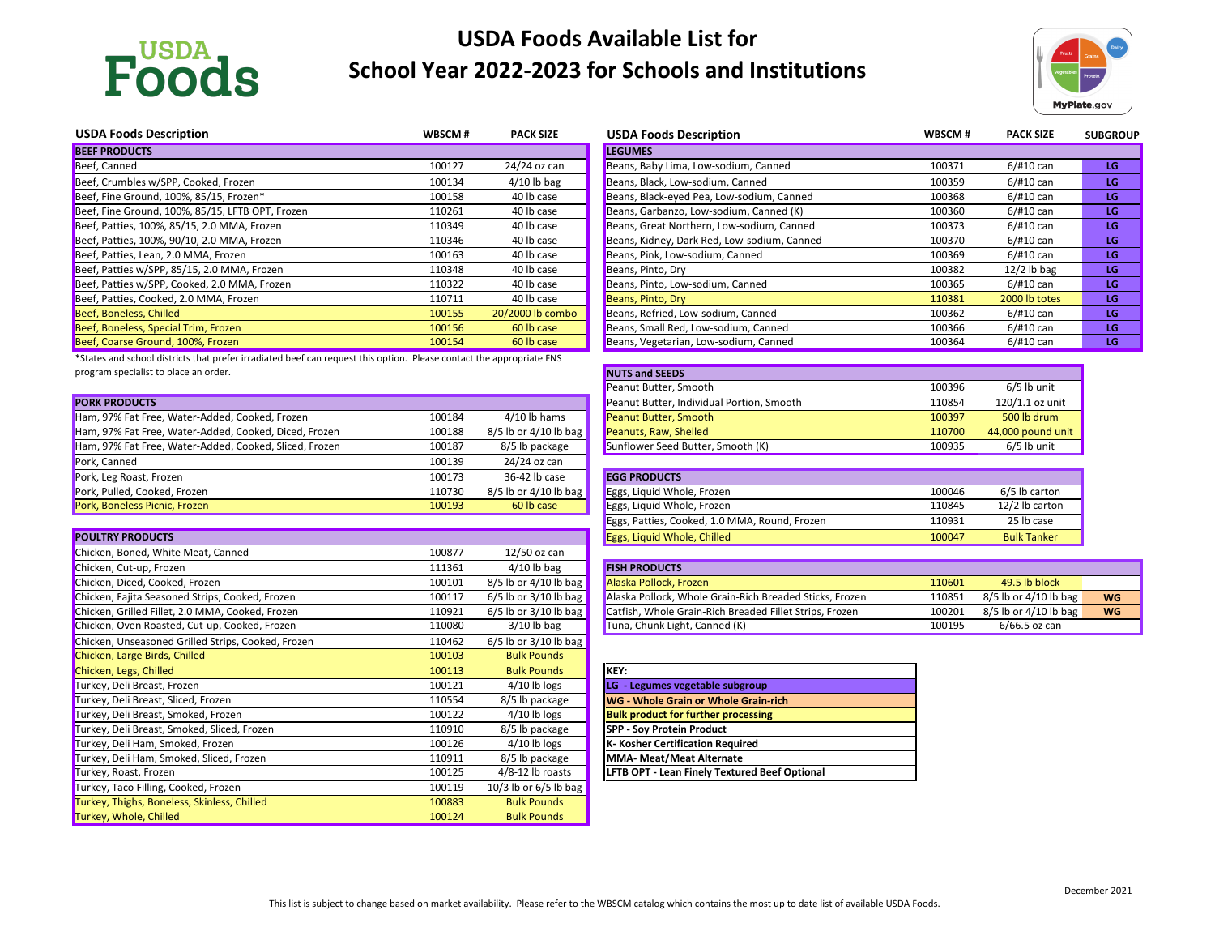# USDA Foods Available List for School Year 2022-2023 for Schools and Institutions

| USDA Foods Description | WBSCM # | PACK SIZE |
|---|---|---|
| **BEEF PRODUCTS** | | |
| Beef, Canned | 100127 | 24/24 oz can |
| Beef, Crumbles w/SPP, Cooked, Frozen | 100134 | 4/10 lb bag |
| Beef, Fine Ground, 100%, 85/15, Frozen* | 100158 | 40 lb case |
| Beef, Fine Ground, 100%, 85/15, LFTB OPT, Frozen | 110261 | 40 lb case |
| Beef, Patties, 100%, 85/15, 2.0 MMA, Frozen | 110349 | 40 lb case |
| Beef, Patties, 100%, 90/10, 2.0 MMA, Frozen | 110346 | 40 lb case |
| Beef, Patties, Lean, 2.0 MMA, Frozen | 100163 | 40 lb case |
| Beef, Patties w/SPP, 85/15, 2.0 MMA, Frozen | 110348 | 40 lb case |
| Beef, Patties w/SPP, Cooked, 2.0 MMA, Frozen | 110322 | 40 lb case |
| Beef, Patties, Cooked, 2.0 MMA, Frozen | 110711 | 40 lb case |
| Beef, Boneless, Chilled | 100155 | 20/2000 lb combo |
| Beef, Boneless, Special Trim, Frozen | 100156 | 60 lb case |
| Beef, Coarse Ground, 100%, Frozen | 100154 | 60 lb case |

*States and school districts that prefer irradiated beef can request this option. Please contact the appropriate FNS program specialist to place an order.

| USDA Foods Description | WBSCM # | PACK SIZE |
|---|---|---|
| **PORK PRODUCTS** | | |
| Ham, 97% Fat Free, Water-Added, Cooked, Frozen | 100184 | 4/10 lb hams |
| Ham, 97% Fat Free, Water-Added, Cooked, Diced, Frozen | 100188 | 8/5 lb or 4/10 lb bag |
| Ham, 97% Fat Free, Water-Added, Cooked, Sliced, Frozen | 100187 | 8/5 lb package |
| Pork, Canned | 100139 | 24/24 oz can |
| Pork, Leg Roast, Frozen | 100173 | 36-42 lb case |
| Pork, Pulled, Cooked, Frozen | 110730 | 8/5 lb or 4/10 lb bag |
| Pork, Boneless Picnic, Frozen | 100193 | 60 lb case |

| USDA Foods Description | WBSCM # | PACK SIZE |
|---|---|---|
| **POULTRY PRODUCTS** | | |
| Chicken, Boned, White Meat, Canned | 100877 | 12/50 oz can |
| Chicken, Cut-up, Frozen | 111361 | 4/10 lb bag |
| Chicken, Diced, Cooked, Frozen | 100101 | 8/5 lb or 4/10 lb bag |
| Chicken, Fajita Seasoned Strips, Cooked, Frozen | 100117 | 6/5 lb or 3/10 lb bag |
| Chicken, Grilled Fillet, 2.0 MMA, Cooked, Frozen | 110921 | 6/5 lb or 3/10 lb bag |
| Chicken, Oven Roasted, Cut-up, Cooked, Frozen | 110080 | 3/10 lb bag |
| Chicken, Unseasoned Grilled Strips, Cooked, Frozen | 110462 | 6/5 lb or 3/10 lb bag |
| Chicken, Large Birds, Chilled | 100103 | Bulk Pounds |
| Chicken, Legs, Chilled | 100113 | Bulk Pounds |
| Turkey, Deli Breast, Frozen | 100121 | 4/10 lb logs |
| Turkey, Deli Breast, Sliced, Frozen | 110554 | 8/5 lb package |
| Turkey, Deli Breast, Smoked, Frozen | 100122 | 4/10 lb logs |
| Turkey, Deli Breast, Smoked, Sliced, Frozen | 110910 | 8/5 lb package |
| Turkey, Deli Ham, Smoked, Frozen | 100126 | 4/10 lb logs |
| Turkey, Deli Ham, Smoked, Sliced, Frozen | 110911 | 8/5 lb package |
| Turkey, Roast, Frozen | 100125 | 4/8-12 lb roasts |
| Turkey, Taco Filling, Cooked, Frozen | 100119 | 10/3 lb or 6/5 lb bag |
| Turkey, Thighs, Boneless, Skinless, Chilled | 100883 | Bulk Pounds |
| Turkey, Whole, Chilled | 100124 | Bulk Pounds |

| USDA Foods Description | WBSCM # | PACK SIZE | SUBGROUP |
|---|---|---|---|
| **LEGUMES** | | | |
| Beans, Baby Lima, Low-sodium, Canned | 100371 | 6/#10 can | LG |
| Beans, Black, Low-sodium, Canned | 100359 | 6/#10 can | LG |
| Beans, Black-eyed Pea, Low-sodium, Canned | 100368 | 6/#10 can | LG |
| Beans, Garbanzo, Low-sodium, Canned (K) | 100360 | 6/#10 can | LG |
| Beans, Great Northern, Low-sodium, Canned | 100373 | 6/#10 can | LG |
| Beans, Kidney, Dark Red, Low-sodium, Canned | 100370 | 6/#10 can | LG |
| Beans, Pink, Low-sodium, Canned | 100369 | 6/#10 can | LG |
| Beans, Pinto, Dry | 100382 | 12/2 lb bag | LG |
| Beans, Pinto, Low-sodium, Canned | 100365 | 6/#10 can | LG |
| Beans, Pinto, Dry | 110381 | 2000 lb totes | LG |
| Beans, Refried, Low-sodium, Canned | 100362 | 6/#10 can | LG |
| Beans, Small Red, Low-sodium, Canned | 100366 | 6/#10 can | LG |
| Beans, Vegetarian, Low-sodium, Canned | 100364 | 6/#10 can | LG |

| USDA Foods Description | WBSCM # | PACK SIZE |
|---|---|---|
| **NUTS and SEEDS** | | |
| Peanut Butter, Smooth | 100396 | 6/5 lb unit |
| Peanut Butter, Individual Portion, Smooth | 110854 | 120/1.1 oz unit |
| Peanut Butter, Smooth | 100397 | 500 lb drum |
| Peanuts, Raw, Shelled | 110700 | 44,000 pound unit |
| Sunflower Seed Butter, Smooth (K) | 100935 | 6/5 lb unit |

| USDA Foods Description | WBSCM # | PACK SIZE |
|---|---|---|
| **EGG PRODUCTS** | | |
| Eggs, Liquid Whole, Frozen | 100046 | 6/5 lb carton |
| Eggs, Liquid Whole, Frozen | 110845 | 12/2 lb carton |
| Eggs, Patties, Cooked, 1.0 MMA, Round, Frozen | 110931 | 25 lb case |
| Eggs, Liquid Whole, Chilled | 100047 | Bulk Tanker |

| USDA Foods Description | WBSCM # | PACK SIZE | SUBGROUP |
|---|---|---|---|
| **FISH PRODUCTS** | | | |
| Alaska Pollock, Frozen | 110601 | 49.5 lb block | |
| Alaska Pollock, Whole Grain-Rich Breaded Sticks, Frozen | 110851 | 8/5 lb or 4/10 lb bag | WG |
| Catfish, Whole Grain-Rich Breaded Fillet Strips, Frozen | 100201 | 8/5 lb or 4/10 lb bag | WG |
| Tuna, Chunk Light, Canned (K) | 100195 | 6/66.5 oz can | |

**KEY:**
- **LG - Legumes vegetable subgroup**
- **WG - Whole Grain or Whole Grain-rich**
- **Bulk product for further processing**
- **SPP - Soy Protein Product**
- **K- Kosher Certification Required**
- **MMA- Meat/Meat Alternate**
- **LFTB OPT - Lean Finely Textured Beef Optional**

December 2021

This list is subject to change based on market availability. Please refer to the WBSCM catalog which contains the most up to date list of available USDA Foods.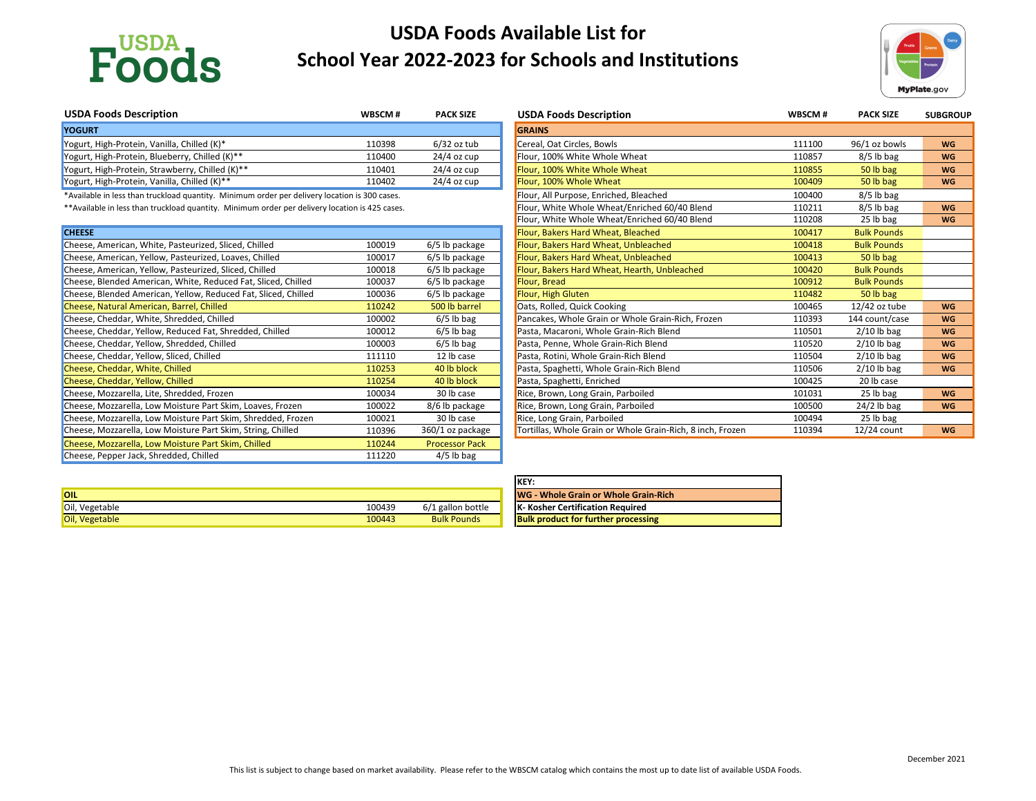# USDA Foods Available List for School Year 2022-2023 for Schools and Institutions

| USDA Foods Description | WBSCM # | PACK SIZE |
|---|---|---|
| **YOGURT** | | |
| Yogurt, High-Protein, Vanilla, Chilled (K)* | 110398 | 6/32 oz tub |
| Yogurt, High-Protein, Blueberry, Chilled (K)** | 110400 | 24/4 oz cup |
| Yogurt, High-Protein, Strawberry, Chilled (K)** | 110401 | 24/4 oz cup |
| Yogurt, High-Protein, Vanilla, Chilled (K)** | 110402 | 24/4 oz cup |

*Available in less than truckload quantity. Minimum order per delivery location is 300 cases.

**Available in less than truckload quantity. Minimum order per delivery location is 425 cases.

| USDA Foods Description | WBSCM # | PACK SIZE |
|---|---|---|
| **CHEESE** | | |
| Cheese, American, White, Pasteurized, Sliced, Chilled | 100019 | 6/5 lb package |
| Cheese, American, Yellow, Pasteurized, Loaves, Chilled | 100017 | 6/5 lb package |
| Cheese, American, Yellow, Pasteurized, Sliced, Chilled | 100018 | 6/5 lb package |
| Cheese, Blended American, White, Reduced Fat, Sliced, Chilled | 100037 | 6/5 lb package |
| Cheese, Blended American, Yellow, Reduced Fat, Sliced, Chilled | 100036 | 6/5 lb package |
| Cheese, Natural American, Barrel, Chilled | 110242 | 500 lb barrel |
| Cheese, Cheddar, White, Shredded, Chilled | 100002 | 6/5 lb bag |
| Cheese, Cheddar, Yellow, Reduced Fat, Shredded, Chilled | 100012 | 6/5 lb bag |
| Cheese, Cheddar, Yellow, Shredded, Chilled | 100003 | 6/5 lb bag |
| Cheese, Cheddar, Yellow, Sliced, Chilled | 111110 | 12 lb case |
| Cheese, Cheddar, White, Chilled | 110253 | 40 lb block |
| Cheese, Cheddar, Yellow, Chilled | 110254 | 40 lb block |
| Cheese, Mozzarella, Lite, Shredded, Frozen | 100034 | 30 lb case |
| Cheese, Mozzarella, Low Moisture Part Skim, Loaves, Frozen | 100022 | 8/6 lb package |
| Cheese, Mozzarella, Low Moisture Part Skim, Shredded, Frozen | 100021 | 30 lb case |
| Cheese, Mozzarella, Low Moisture Part Skim, String, Chilled | 110396 | 360/1 oz package |
| Cheese, Mozzarella, Low Moisture Part Skim, Chilled | 110244 | Processor Pack |
| Cheese, Pepper Jack, Shredded, Chilled | 111220 | 4/5 lb bag |

| USDA Foods Description | WBSCM # | PACK SIZE |
|---|---|---|
| **OIL** | | |
| Oil, Vegetable | 100439 | 6/1 gallon bottle |
| Oil, Vegetable | 100443 | Bulk Pounds |

| USDA Foods Description | WBSCM # | PACK SIZE | SUBGROUP |
|---|---|---|---|
| **GRAINS** | | | |
| Cereal, Oat Circles, Bowls | 111100 | 96/1 oz bowls | WG |
| Flour, 100% White Whole Wheat | 110857 | 8/5 lb bag | WG |
| Flour, 100% White Whole Wheat | 110855 | 50 lb bag | WG |
| Flour, 100% Whole Wheat | 100409 | 50 lb bag | WG |
| Flour, All Purpose, Enriched, Bleached | 100400 | 8/5 lb bag | |
| Flour, White Whole Wheat/Enriched 60/40 Blend | 110211 | 8/5 lb bag | WG |
| Flour, White Whole Wheat/Enriched 60/40 Blend | 110208 | 25 lb bag | WG |
| Flour, Bakers Hard Wheat, Bleached | 100417 | Bulk Pounds | |
| Flour, Bakers Hard Wheat, Unbleached | 100418 | Bulk Pounds | |
| Flour, Bakers Hard Wheat, Unbleached | 100413 | 50 lb bag | |
| Flour, Bakers Hard Wheat, Hearth, Unbleached | 100420 | Bulk Pounds | |
| Flour, Bread | 100912 | Bulk Pounds | |
| Flour, High Gluten | 110482 | 50 lb bag | |
| Oats, Rolled, Quick Cooking | 100465 | 12/42 oz tube | WG |
| Pancakes, Whole Grain or Whole Grain-Rich, Frozen | 110393 | 144 count/case | WG |
| Pasta, Macaroni, Whole Grain-Rich Blend | 110501 | 2/10 lb bag | WG |
| Pasta, Penne, Whole Grain-Rich Blend | 110520 | 2/10 lb bag | WG |
| Pasta, Rotini, Whole Grain-Rich Blend | 110504 | 2/10 lb bag | WG |
| Pasta, Spaghetti, Whole Grain-Rich Blend | 110506 | 2/10 lb bag | WG |
| Pasta, Spaghetti, Enriched | 100425 | 20 lb case | |
| Rice, Brown, Long Grain, Parboiled | 101031 | 25 lb bag | WG |
| Rice, Brown, Long Grain, Parboiled | 100500 | 24/2 lb bag | WG |
| Rice, Long Grain, Parboiled | 100494 | 25 lb bag | |
| Tortillas, Whole Grain or Whole Grain-Rich, 8 inch, Frozen | 110394 | 12/24 count | WG |

**KEY:**

**WG - Whole Grain or Whole Grain-Rich**

**K- Kosher Certification Required**

**Bulk product for further processing**

December 2021

This list is subject to change based on market availability. Please refer to the WBSCM catalog which contains the most up to date list of available USDA Foods.